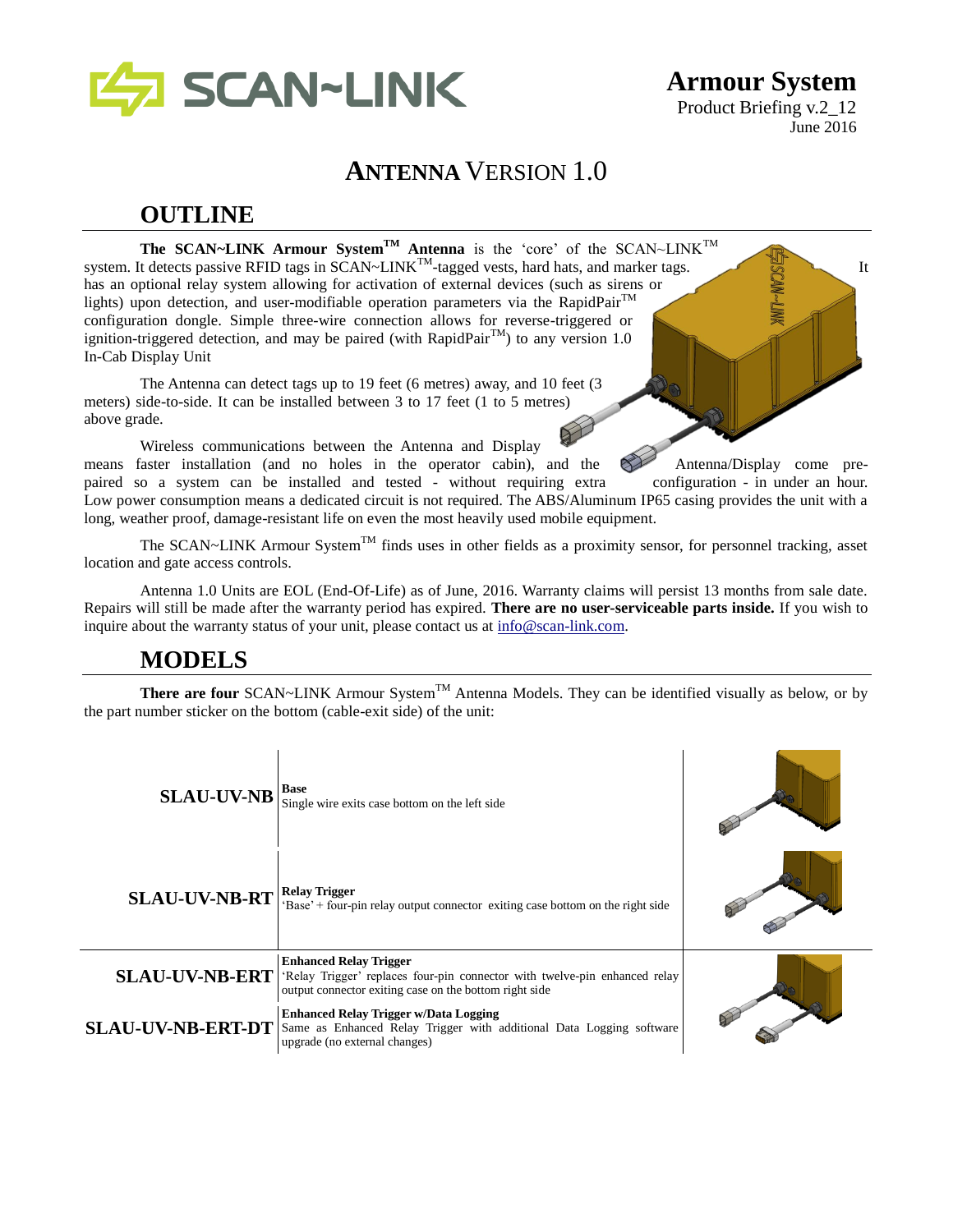SCAN~LINK

**Armour System**
Product Briefing v.2_12
June 2016

# ANTENNA VERSION 1.0

## OUTLINE

**The SCAN~LINK Armour System™ Antenna** is the 'core' of the SCAN~LINK™ system. It detects passive RFID tags in SCAN~LINK™-tagged vests, hard hats, and marker tags. It has an optional relay system allowing for activation of external devices (such as sirens or lights) upon detection, and user-modifiable operation parameters via the RapidPair™ configuration dongle. Simple three-wire connection allows for reverse-triggered or ignition-triggered detection, and may be paired (with RapidPair™) to any version 1.0 In-Cab Display Unit

The Antenna can detect tags up to 19 feet (6 metres) away, and 10 feet (3 meters) side-to-side. It can be installed between 3 to 17 feet (1 to 5 metres) above grade.

Wireless communications between the Antenna and Display means faster installation (and no holes in the operator cabin), and the Antenna/Display come pre-paired so a system can be installed and tested - without requiring extra configuration - in under an hour. Low power consumption means a dedicated circuit is not required. The ABS/Aluminum IP65 casing provides the unit with a long, weather proof, damage-resistant life on even the most heavily used mobile equipment.

The SCAN~LINK Armour System™ finds uses in other fields as a proximity sensor, for personnel tracking, asset location and gate access controls.

Antenna 1.0 Units are EOL (End-Of-Life) as of June, 2016. Warranty claims will persist 13 months from sale date. Repairs will still be made after the warranty period has expired. **There are no user-serviceable parts inside.** If you wish to inquire about the warranty status of your unit, please contact us at info@scan-link.com.

## MODELS

**There are four** SCAN~LINK Armour System™ Antenna Models. They can be identified visually as below, or by the part number sticker on the bottom (cable-exit side) of the unit:

| Model | Description |
|---|---|
| **SLAU-UV-NB** | **Base**<br>Single wire exits case bottom on the left side |
| **SLAU-UV-NB-RT** | **Relay Trigger**<br>'Base' + four-pin relay output connector exiting case bottom on the right side |
| **SLAU-UV-NB-ERT** | **Enhanced Relay Trigger**<br>'Relay Trigger' replaces four-pin connector with twelve-pin enhanced relay output connector exiting case on the bottom right side |
| **SLAU-UV-NB-ERT-DT** | **Enhanced Relay Trigger w/Data Logging**<br>Same as Enhanced Relay Trigger with additional Data Logging software upgrade (no external changes) |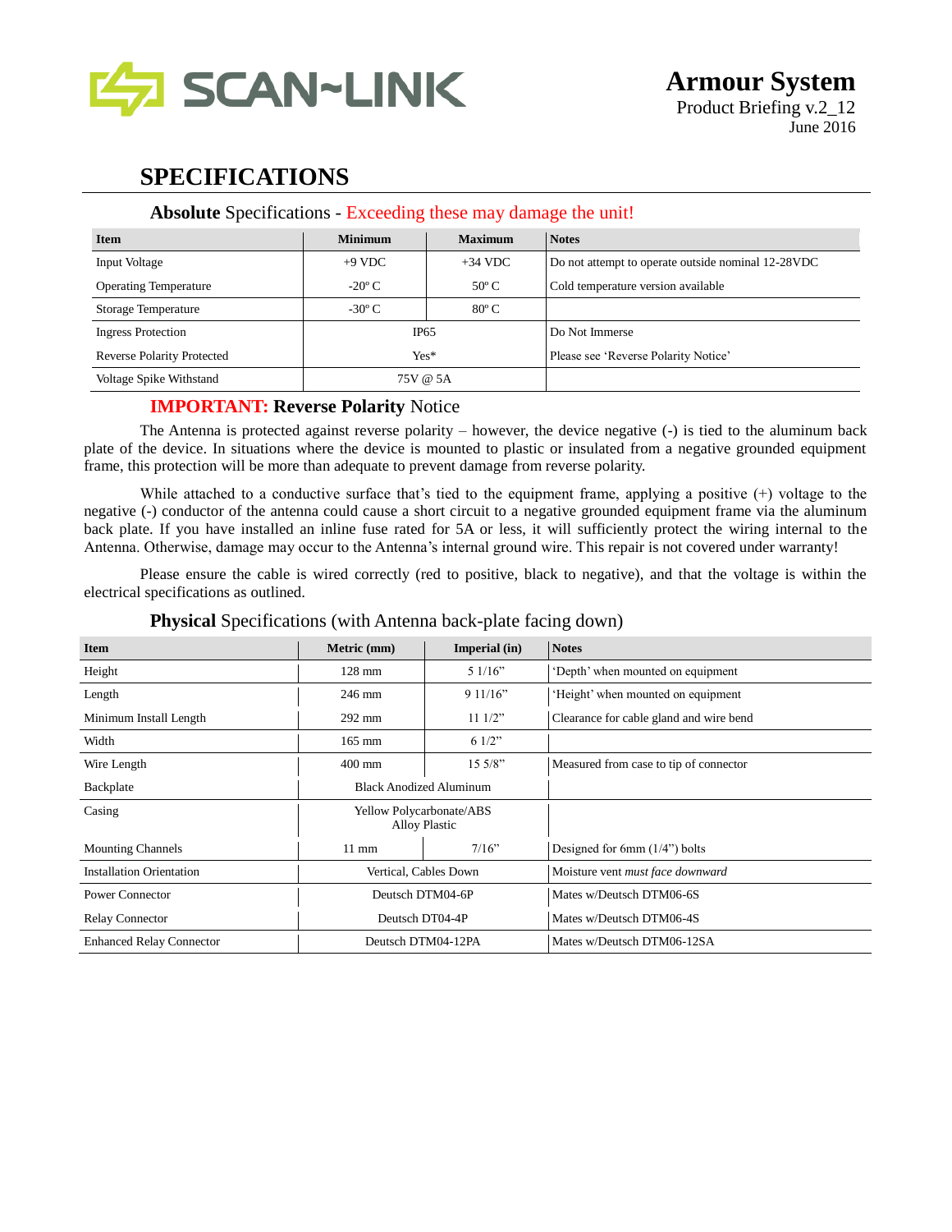# SPECIFICATIONS

### **Absolute** Specifications - Exceeding these may damage the unit!

| Item | Minimum | Maximum | Notes |
|---|---|---|---|
| Input Voltage | +9 VDC | +34 VDC | Do not attempt to operate outside nominal 12-28VDC |
| Operating Temperature | -20º C | 50º C | Cold temperature version available |
| Storage Temperature | -30º C | 80º C | |
| Ingress Protection | IP65 | | Do Not Immerse |
| Reverse Polarity Protected | Yes* | | Please see 'Reverse Polarity Notice' |
| Voltage Spike Withstand | 75V @ 5A | | |

### IMPORTANT: **Reverse Polarity** Notice

The Antenna is protected against reverse polarity – however, the device negative (-) is tied to the aluminum back plate of the device. In situations where the device is mounted to plastic or insulated from a negative grounded equipment frame, this protection will be more than adequate to prevent damage from reverse polarity.

While attached to a conductive surface that's tied to the equipment frame, applying a positive (+) voltage to the negative (-) conductor of the antenna could cause a short circuit to a negative grounded equipment frame via the aluminum back plate. If you have installed an inline fuse rated for 5A or less, it will sufficiently protect the wiring internal to the Antenna. Otherwise, damage may occur to the Antenna's internal ground wire. This repair is not covered under warranty!

Please ensure the cable is wired correctly (red to positive, black to negative), and that the voltage is within the electrical specifications as outlined.

### **Physical** Specifications (with Antenna back-plate facing down)

| Item | Metric (mm) | Imperial (in) | Notes |
|---|---|---|---|
| Height | 128 mm | 5 1/16" | 'Depth' when mounted on equipment |
| Length | 246 mm | 9 11/16" | 'Height' when mounted on equipment |
| Minimum Install Length | 292 mm | 11 1/2" | Clearance for cable gland and wire bend |
| Width | 165 mm | 6 1/2" | |
| Wire Length | 400 mm | 15 5/8" | Measured from case to tip of connector |
| Backplate | Black Anodized Aluminum | | |
| Casing | Yellow Polycarbonate/ABS Alloy Plastic | | |
| Mounting Channels | 11 mm | 7/16" | Designed for 6mm (1/4") bolts |
| Installation Orientation | Vertical, Cables Down | | Moisture vent *must face downward* |
| Power Connector | Deutsch DTM04-6P | | Mates w/Deutsch DTM06-6S |
| Relay Connector | Deutsch DT04-4P | | Mates w/Deutsch DTM06-4S |
| Enhanced Relay Connector | Deutsch DTM04-12PA | | Mates w/Deutsch DTM06-12SA |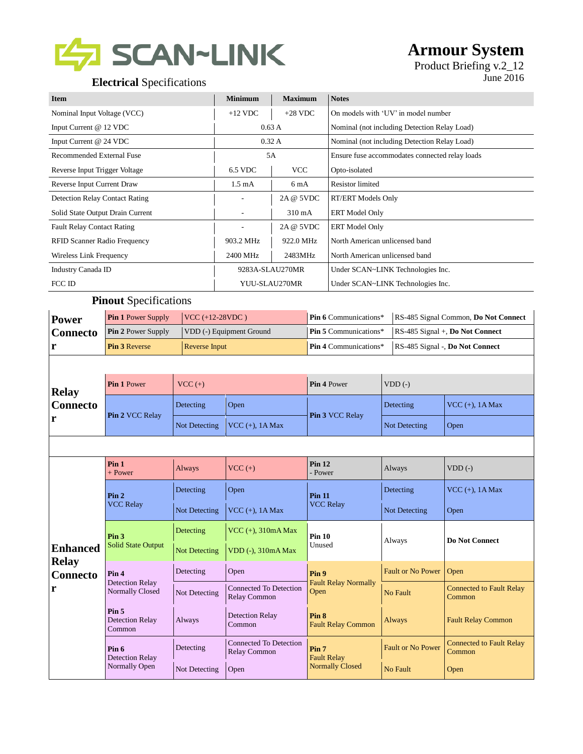SCAN~LINK

# Armour System

Product Briefing v.2_12
June 2016

## **Electrical** Specifications

| Item | Minimum | Maximum | Notes |
|---|---|---|---|
| Nominal Input Voltage (VCC) | +12 VDC | +28 VDC | On models with 'UV' in model number |
| Input Current @ 12 VDC | 0.63 A | | Nominal (not including Detection Relay Load) |
| Input Current @ 24 VDC | 0.32 A | | Nominal (not including Detection Relay Load) |
| Recommended External Fuse | 5A | | Ensure fuse accommodates connected relay loads |
| Reverse Input Trigger Voltage | 6.5 VDC | VCC | Opto-isolated |
| Reverse Input Current Draw | 1.5 mA | 6 mA | Resistor limited |
| Detection Relay Contact Rating | - | 2A @ 5VDC | RT/ERT Models Only |
| Solid State Output Drain Current | - | 310 mA | ERT Model Only |
| Fault Relay Contact Rating | - | 2A @ 5VDC | ERT Model Only |
| RFID Scanner Radio Frequency | 903.2 MHz | 922.0 MHz | North American unlicensed band |
| Wireless Link Frequency | 2400 MHz | 2483MHz | North American unlicensed band |
| Industry Canada ID | 9283A-SLAU270MR | | Under SCAN~LINK Technologies Inc. |
| FCC ID | YUU-SLAU270MR | | Under SCAN~LINK Technologies Inc. |

## **Pinout** Specifications

### Power Connector

| Pin | Function | Pin | Function |
|---|---|---|---|
| **Pin 1** Power Supply | VCC (+12-28VDC ) | **Pin 6** Communications* | RS-485 Signal Common, **Do Not Connect** |
| **Pin 2** Power Supply | VDD (-) Equipment Ground | **Pin 5** Communications* | RS-485 Signal +, **Do Not Connect** |
| **Pin 3** Reverse | Reverse Input | **Pin 4** Communications* | RS-485 Signal -, **Do Not Connect** |

### Relay Connector

| Pin | Condition | State | Pin | Condition | State |
|---|---|---|---|---|---|
| **Pin 1** Power | | VCC (+) | **Pin 4** Power | | VDD (-) |
| **Pin 2** VCC Relay | Detecting | Open | **Pin 3** VCC Relay | Detecting | VCC (+), 1A Max |
| | Not Detecting | VCC (+), 1A Max | | Not Detecting | Open |

### Enhanced Relay Connector

| Pin | Condition | State | Pin | Condition | State |
|---|---|---|---|---|---|
| **Pin 1** + Power | Always | VCC (+) | **Pin 12** - Power | Always | VDD (-) |
| **Pin 2** VCC Relay | Detecting | Open | **Pin 11** VCC Relay | Detecting | VCC (+), 1A Max |
| | Not Detecting | VCC (+), 1A Max | | Not Detecting | Open |
| **Pin 3** Solid State Output | Detecting | VCC (+), 310mA Max | **Pin 10** Unused | Always | **Do Not Connect** |
| | Not Detecting | VDD (-), 310mA Max | | | |
| **Pin 4** Detection Relay Normally Closed | Detecting | Open | **Pin 9** Fault Relay Normally Open | Fault or No Power | Open |
| | Not Detecting | Connected To Detection Relay Common | | No Fault | Connected to Fault Relay Common |
| **Pin 5** Detection Relay Common | Always | Detection Relay Common | **Pin 8** Fault Relay Common | Always | Fault Relay Common |
| **Pin 6** Detection Relay Normally Open | Detecting | Connected To Detection Relay Common | **Pin 7** Fault Relay Normally Closed | Fault or No Power | Connected to Fault Relay Common |
| | Not Detecting | Open | | No Fault | Open |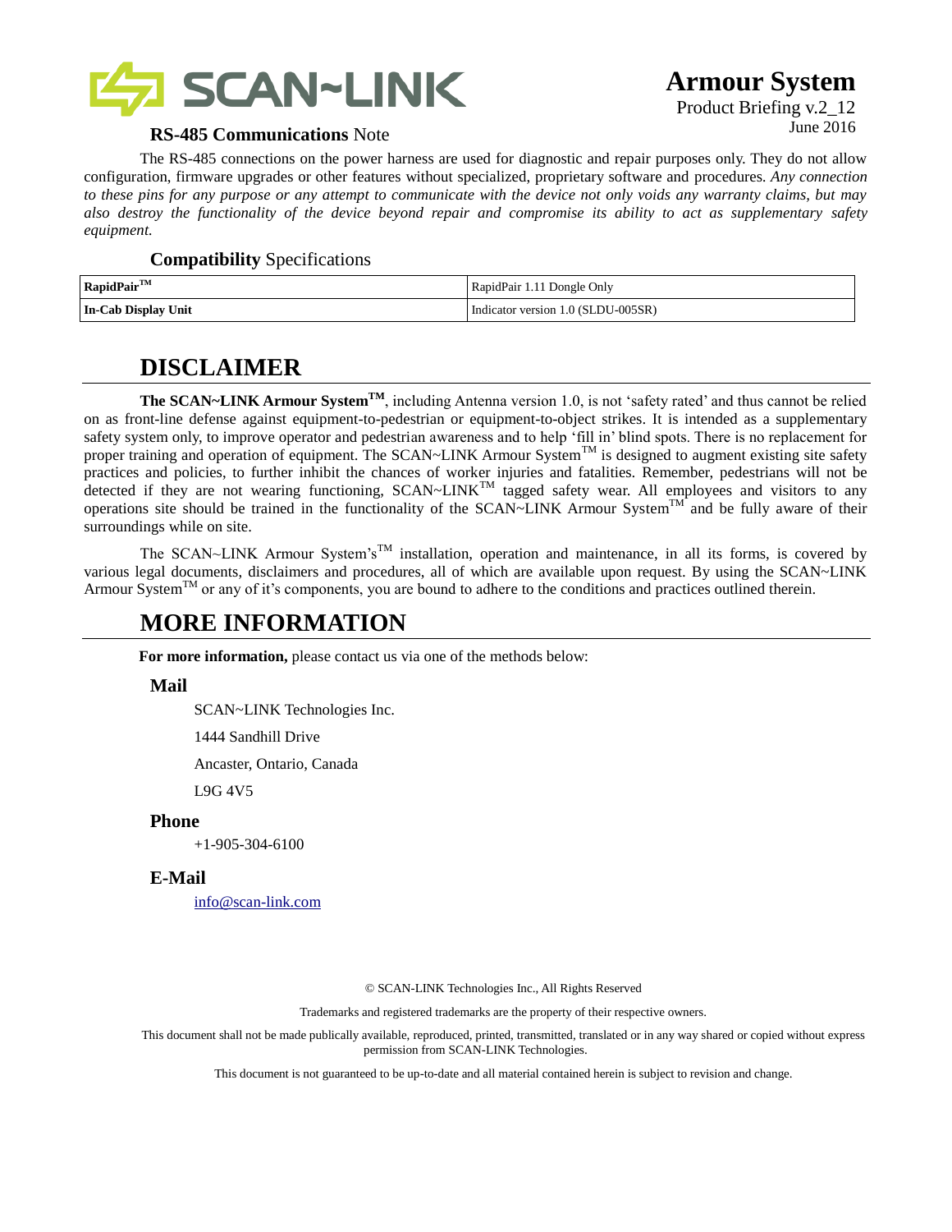**RS-485 Communications** Note

The RS-485 connections on the power harness are used for diagnostic and repair purposes only. They do not allow configuration, firmware upgrades or other features without specialized, proprietary software and procedures. *Any connection to these pins for any purpose or any attempt to communicate with the device not only voids any warranty claims, but may also destroy the functionality of the device beyond repair and compromise its ability to act as supplementary safety equipment.*

**Compatibility** Specifications

| | |
|---|---|
| **RapidPair™** | RapidPair 1.11 Dongle Only |
| **In-Cab Display Unit** | Indicator version 1.0 (SLDU-005SR) |

# DISCLAIMER

**The SCAN~LINK Armour System™**, including Antenna version 1.0, is not 'safety rated' and thus cannot be relied on as front-line defense against equipment-to-pedestrian or equipment-to-object strikes. It is intended as a supplementary safety system only, to improve operator and pedestrian awareness and to help 'fill in' blind spots. There is no replacement for proper training and operation of equipment. The SCAN~LINK Armour System™ is designed to augment existing site safety practices and policies, to further inhibit the chances of worker injuries and fatalities. Remember, pedestrians will not be detected if they are not wearing functioning, SCAN~LINK™ tagged safety wear. All employees and visitors to any operations site should be trained in the functionality of the SCAN~LINK Armour System™ and be fully aware of their surroundings while on site.

The SCAN~LINK Armour System's™ installation, operation and maintenance, in all its forms, is covered by various legal documents, disclaimers and procedures, all of which are available upon request. By using the SCAN~LINK Armour System™ or any of it's components, you are bound to adhere to the conditions and practices outlined therein.

# MORE INFORMATION

**For more information,** please contact us via one of the methods below:

### Mail

SCAN~LINK Technologies Inc.

1444 Sandhill Drive

Ancaster, Ontario, Canada

L9G 4V5

### Phone

+1-905-304-6100

### E-Mail

info@scan-link.com

© SCAN-LINK Technologies Inc., All Rights Reserved

Trademarks and registered trademarks are the property of their respective owners.

This document shall not be made publically available, reproduced, printed, transmitted, translated or in any way shared or copied without express permission from SCAN-LINK Technologies.

This document is not guaranteed to be up-to-date and all material contained herein is subject to revision and change.